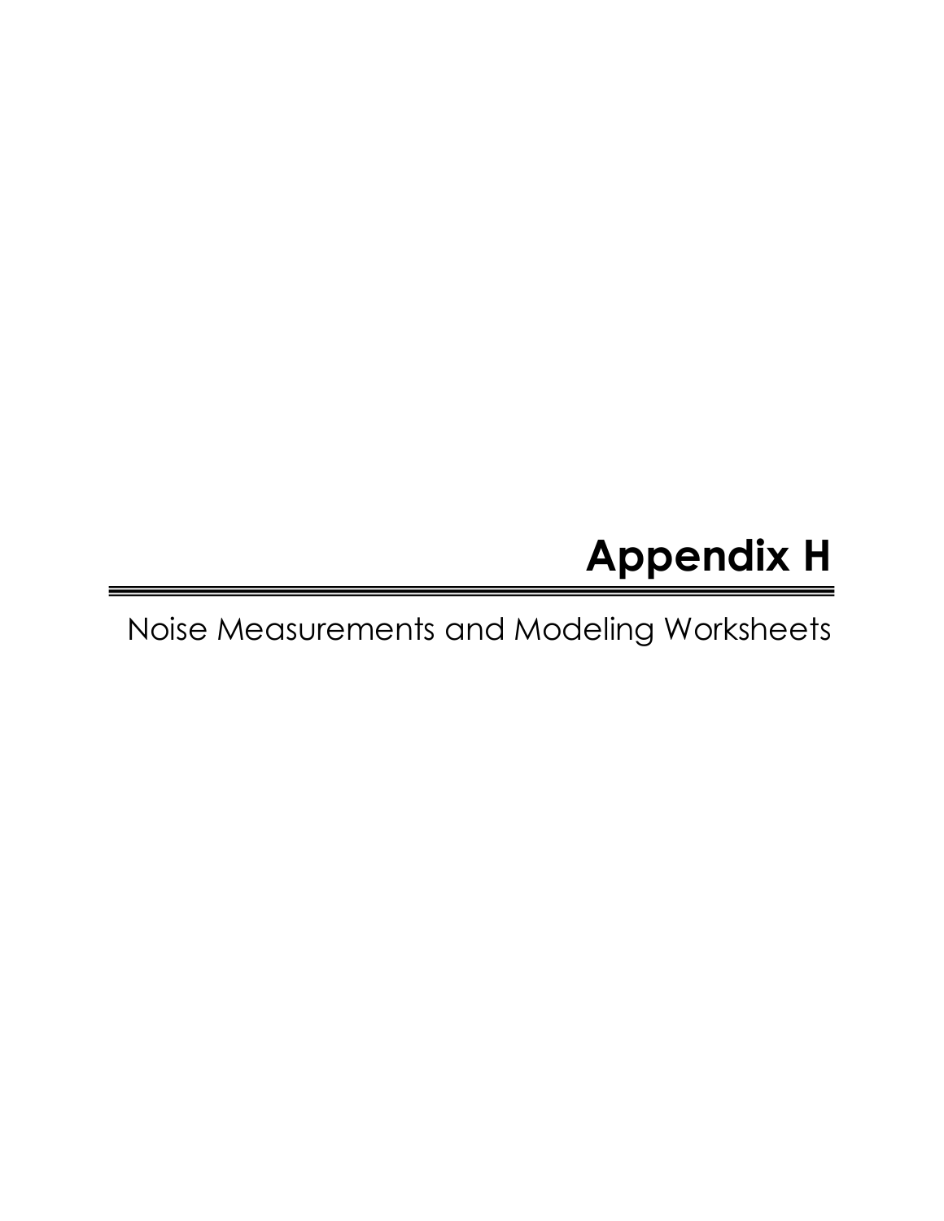# Appendix H

Noise Measurements and Modeling Worksheets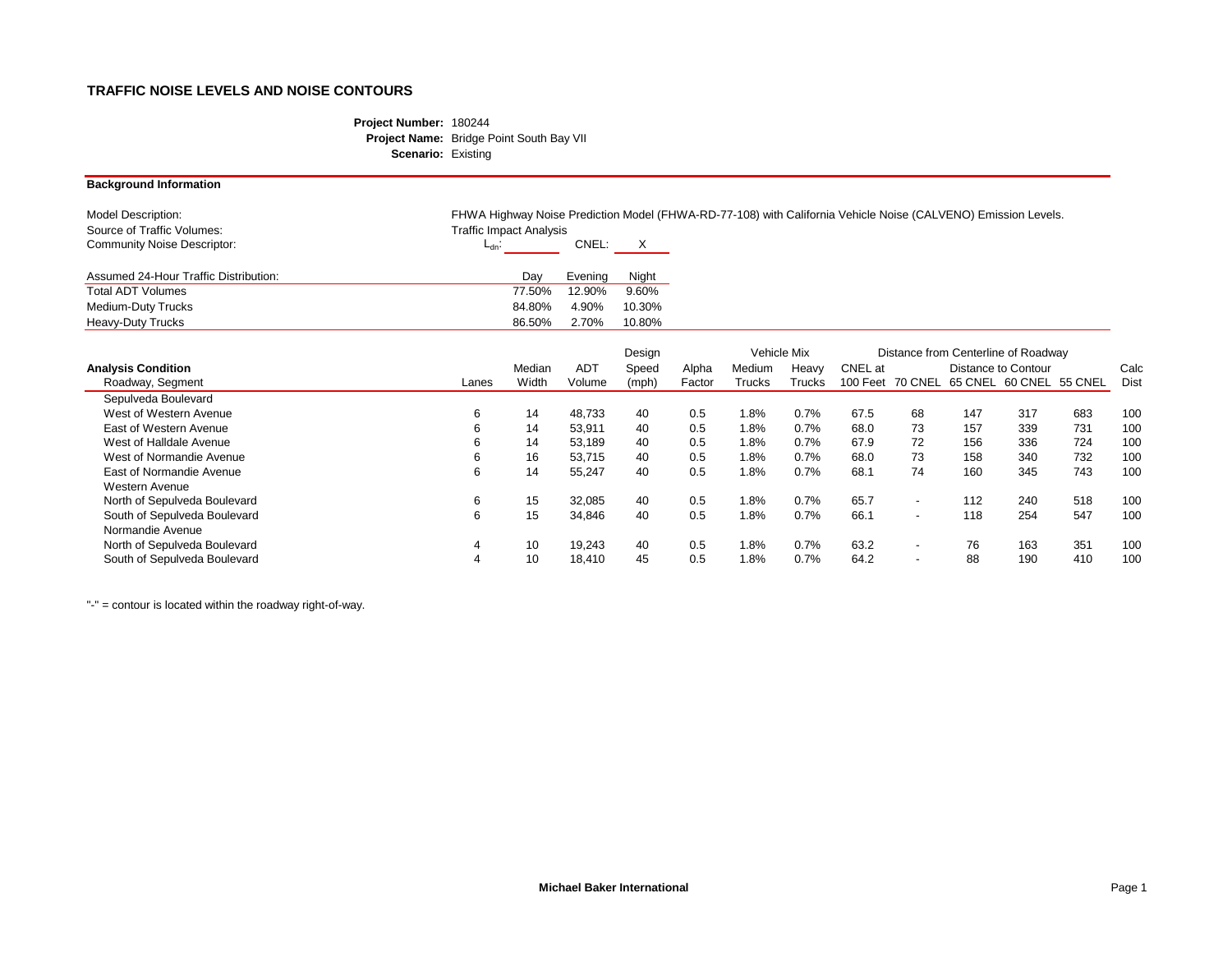# TRAFFIC NOISE LEVELS AND NOISE CONTOURS

**Project Number:** 180244
**Project Name:** Bridge Point South Bay VII
**Scenario:** Existing

## Background Information

Model Description: FHWA Highway Noise Prediction Model (FHWA-RD-77-108) with California Vehicle Noise (CALVENO) Emission Levels.
Source of Traffic Volumes: Traffic Impact Analysis
Community Noise Descriptor: $L_{dn}$: ______ CNEL: X

| Assumed 24-Hour Traffic Distribution: | Day | Evening | Night |
|---|---|---|---|
| Total ADT Volumes | 77.50% | 12.90% | 9.60% |
| Medium-Duty Trucks | 84.80% | 4.90% | 10.30% |
| Heavy-Duty Trucks | 86.50% | 2.70% | 10.80% |

| **Analysis Condition** Roadway, Segment | Lanes | Median Width | ADT Volume | Design Speed (mph) | Alpha Factor | Vehicle Mix Medium Trucks | Vehicle Mix Heavy Trucks | CNEL at 100 Feet | Distance to Contour 70 CNEL | Distance to Contour 65 CNEL | Distance to Contour 60 CNEL | Distance to Contour 55 CNEL | Calc Dist |
|---|---|---|---|---|---|---|---|---|---|---|---|---|---|
| Sepulveda Boulevard | | | | | | | | | | | | | |
| West of Western Avenue | 6 | 14 | 48,733 | 40 | 0.5 | 1.8% | 0.7% | 67.5 | 68 | 147 | 317 | 683 | 100 |
| East of Western Avenue | 6 | 14 | 53,911 | 40 | 0.5 | 1.8% | 0.7% | 68.0 | 73 | 157 | 339 | 731 | 100 |
| West of Halldale Avenue | 6 | 14 | 53,189 | 40 | 0.5 | 1.8% | 0.7% | 67.9 | 72 | 156 | 336 | 724 | 100 |
| West of Normandie Avenue | 6 | 16 | 53,715 | 40 | 0.5 | 1.8% | 0.7% | 68.0 | 73 | 158 | 340 | 732 | 100 |
| East of Normandie Avenue | 6 | 14 | 55,247 | 40 | 0.5 | 1.8% | 0.7% | 68.1 | 74 | 160 | 345 | 743 | 100 |
| Western Avenue | | | | | | | | | | | | | |
| North of Sepulveda Boulevard | 6 | 15 | 32,085 | 40 | 0.5 | 1.8% | 0.7% | 65.7 | - | 112 | 240 | 518 | 100 |
| South of Sepulveda Boulevard | 6 | 15 | 34,846 | 40 | 0.5 | 1.8% | 0.7% | 66.1 | - | 118 | 254 | 547 | 100 |
| Normandie Avenue | | | | | | | | | | | | | |
| North of Sepulveda Boulevard | 4 | 10 | 19,243 | 40 | 0.5 | 1.8% | 0.7% | 63.2 | - | 76 | 163 | 351 | 100 |
| South of Sepulveda Boulevard | 4 | 10 | 18,410 | 45 | 0.5 | 1.8% | 0.7% | 64.2 | - | 88 | 190 | 410 | 100 |

"-" = contour is located within the roadway right-of-way.

**Michael Baker International**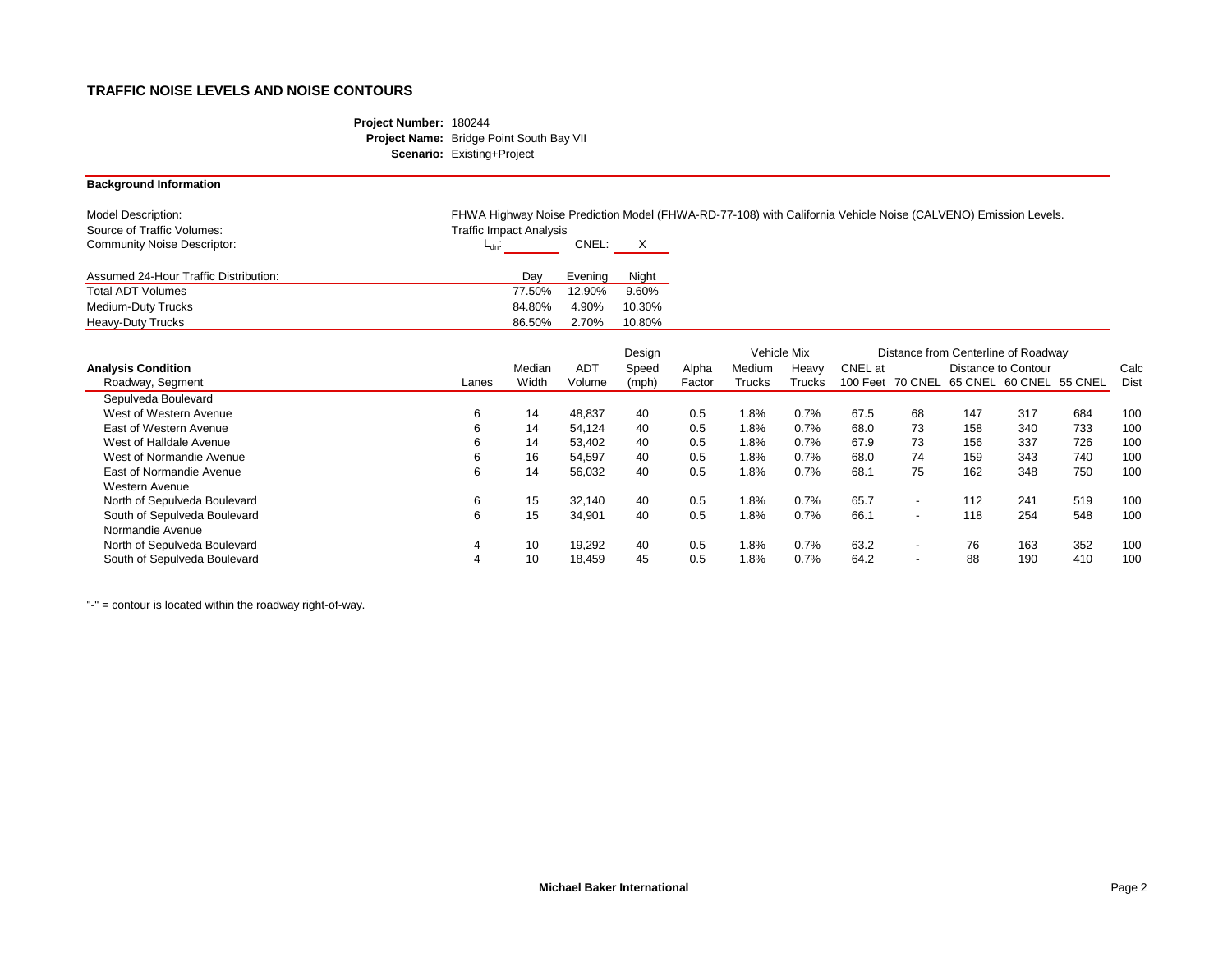# TRAFFIC NOISE LEVELS AND NOISE CONTOURS

**Project Number:** 180244
**Project Name:** Bridge Point South Bay VII
**Scenario:** Existing+Project

## Background Information

| | |
|---|---|
| Model Description: | FHWA Highway Noise Prediction Model (FHWA-RD-77-108) with California Vehicle Noise (CALVENO) Emission Levels. |
| Source of Traffic Volumes: | Traffic Impact Analysis |
| Community Noise Descriptor: | $L_{dn}$: ______ CNEL: X |

| Assumed 24-Hour Traffic Distribution: | Day | Evening | Night |
|---|---|---|---|
| Total ADT Volumes | 77.50% | 12.90% | 9.60% |
| Medium-Duty Trucks | 84.80% | 4.90% | 10.30% |
| Heavy-Duty Trucks | 86.50% | 2.70% | 10.80% |

| Analysis Condition | | | | Design | | Vehicle Mix | | | Distance from Centerline of Roadway | | | | |
|---|---|---|---|---|---|---|---|---|---|---|---|---|---|
| | | Median | ADT | Speed | Alpha | Medium | Heavy | CNEL at | Distance to Contour | | | | Calc |
| Roadway, Segment | Lanes | Width | Volume | (mph) | Factor | Trucks | Trucks | 100 Feet | 70 CNEL | 65 CNEL | 60 CNEL | 55 CNEL | Dist |
| Sepulveda Boulevard | | | | | | | | | | | | | |
| West of Western Avenue | 6 | 14 | 48,837 | 40 | 0.5 | 1.8% | 0.7% | 67.5 | 68 | 147 | 317 | 684 | 100 |
| East of Western Avenue | 6 | 14 | 54,124 | 40 | 0.5 | 1.8% | 0.7% | 68.0 | 73 | 158 | 340 | 733 | 100 |
| West of Halldale Avenue | 6 | 14 | 53,402 | 40 | 0.5 | 1.8% | 0.7% | 67.9 | 73 | 156 | 337 | 726 | 100 |
| West of Normandie Avenue | 6 | 16 | 54,597 | 40 | 0.5 | 1.8% | 0.7% | 68.0 | 74 | 159 | 343 | 740 | 100 |
| East of Normandie Avenue | 6 | 14 | 56,032 | 40 | 0.5 | 1.8% | 0.7% | 68.1 | 75 | 162 | 348 | 750 | 100 |
| Western Avenue | | | | | | | | | | | | | |
| North of Sepulveda Boulevard | 6 | 15 | 32,140 | 40 | 0.5 | 1.8% | 0.7% | 65.7 | - | 112 | 241 | 519 | 100 |
| South of Sepulveda Boulevard | 6 | 15 | 34,901 | 40 | 0.5 | 1.8% | 0.7% | 66.1 | - | 118 | 254 | 548 | 100 |
| Normandie Avenue | | | | | | | | | | | | | |
| North of Sepulveda Boulevard | 4 | 10 | 19,292 | 40 | 0.5 | 1.8% | 0.7% | 63.2 | - | 76 | 163 | 352 | 100 |
| South of Sepulveda Boulevard | 4 | 10 | 18,459 | 45 | 0.5 | 1.8% | 0.7% | 64.2 | - | 88 | 190 | 410 | 100 |

"-" = contour is located within the roadway right-of-way.

**Michael Baker International**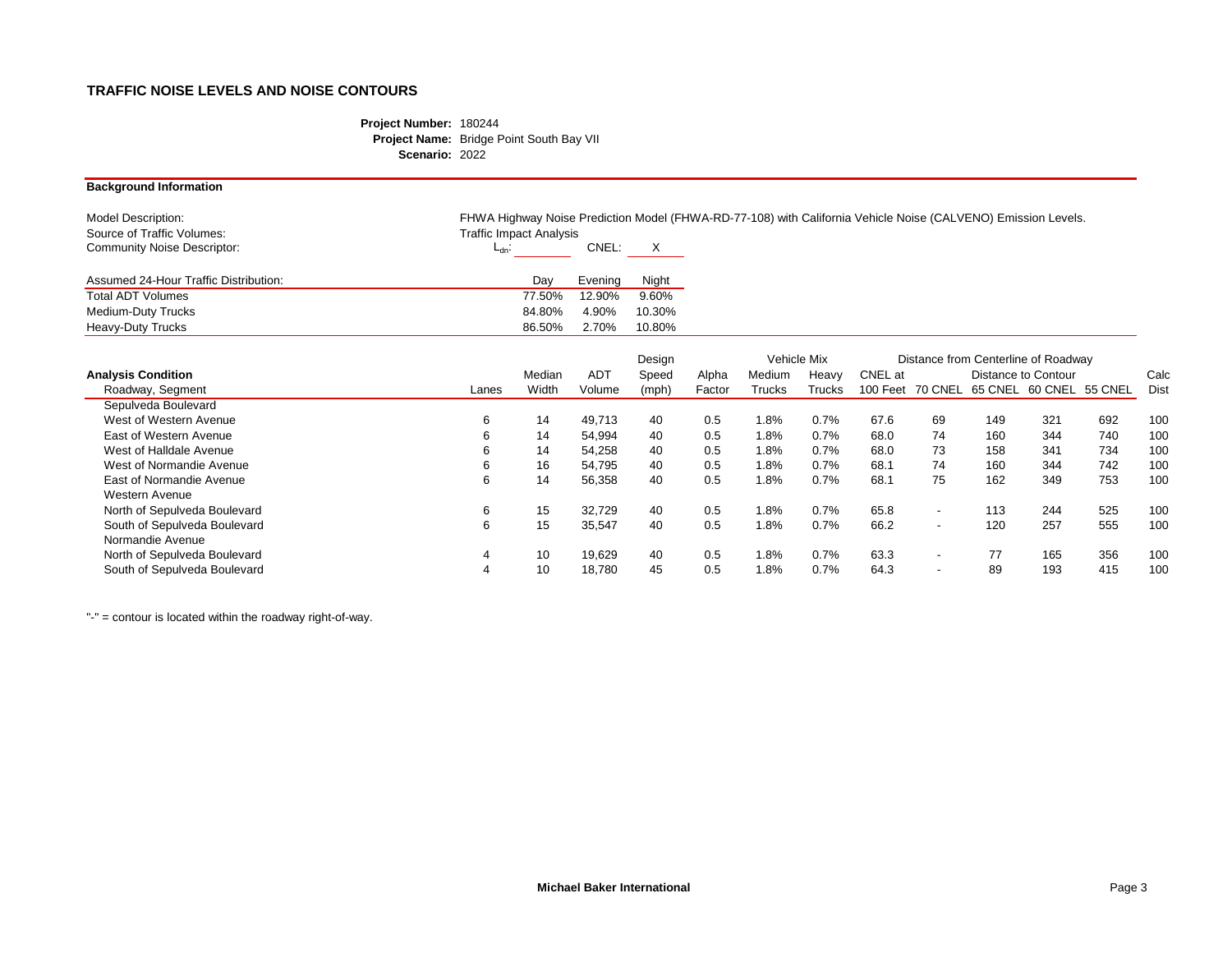## TRAFFIC NOISE LEVELS AND NOISE CONTOURS

**Project Number:** 180244
**Project Name:** Bridge Point South Bay VII
**Scenario:** 2022

### Background Information

Model Description: FHWA Highway Noise Prediction Model (FHWA-RD-77-108) with California Vehicle Noise (CALVENO) Emission Levels.
Source of Traffic Volumes: Traffic Impact Analysis
Community Noise Descriptor: $L_{dn}$: ______ CNEL: X

| Assumed 24-Hour Traffic Distribution: | Day | Evening | Night |
|---|---|---|---|
| Total ADT Volumes | 77.50% | 12.90% | 9.60% |
| Medium-Duty Trucks | 84.80% | 4.90% | 10.30% |
| Heavy-Duty Trucks | 86.50% | 2.70% | 10.80% |

| Analysis Condition | | | | Design | | Vehicle Mix | | Distance from Centerline of Roadway | | | | | |
|---|---|---|---|---|---|---|---|---|---|---|---|---|---|
| | | Median | ADT | Speed | Alpha | Medium | Heavy | CNEL at | Distance to Contour | | | | Calc |
| Roadway, Segment | Lanes | Width | Volume | (mph) | Factor | Trucks | Trucks | 100 Feet | 70 CNEL | 65 CNEL | 60 CNEL | 55 CNEL | Dist |
| Sepulveda Boulevard | | | | | | | | | | | | | |
| West of Western Avenue | 6 | 14 | 49,713 | 40 | 0.5 | 1.8% | 0.7% | 67.6 | 69 | 149 | 321 | 692 | 100 |
| East of Western Avenue | 6 | 14 | 54,994 | 40 | 0.5 | 1.8% | 0.7% | 68.0 | 74 | 160 | 344 | 740 | 100 |
| West of Halldale Avenue | 6 | 14 | 54,258 | 40 | 0.5 | 1.8% | 0.7% | 68.0 | 73 | 158 | 341 | 734 | 100 |
| West of Normandie Avenue | 6 | 16 | 54,795 | 40 | 0.5 | 1.8% | 0.7% | 68.1 | 74 | 160 | 344 | 742 | 100 |
| East of Normandie Avenue | 6 | 14 | 56,358 | 40 | 0.5 | 1.8% | 0.7% | 68.1 | 75 | 162 | 349 | 753 | 100 |
| Western Avenue | | | | | | | | | | | | | |
| North of Sepulveda Boulevard | 6 | 15 | 32,729 | 40 | 0.5 | 1.8% | 0.7% | 65.8 | - | 113 | 244 | 525 | 100 |
| South of Sepulveda Boulevard | 6 | 15 | 35,547 | 40 | 0.5 | 1.8% | 0.7% | 66.2 | - | 120 | 257 | 555 | 100 |
| Normandie Avenue | | | | | | | | | | | | | |
| North of Sepulveda Boulevard | 4 | 10 | 19,629 | 40 | 0.5 | 1.8% | 0.7% | 63.3 | - | 77 | 165 | 356 | 100 |
| South of Sepulveda Boulevard | 4 | 10 | 18,780 | 45 | 0.5 | 1.8% | 0.7% | 64.3 | - | 89 | 193 | 415 | 100 |

"-" = contour is located within the roadway right-of-way.

**Michael Baker International**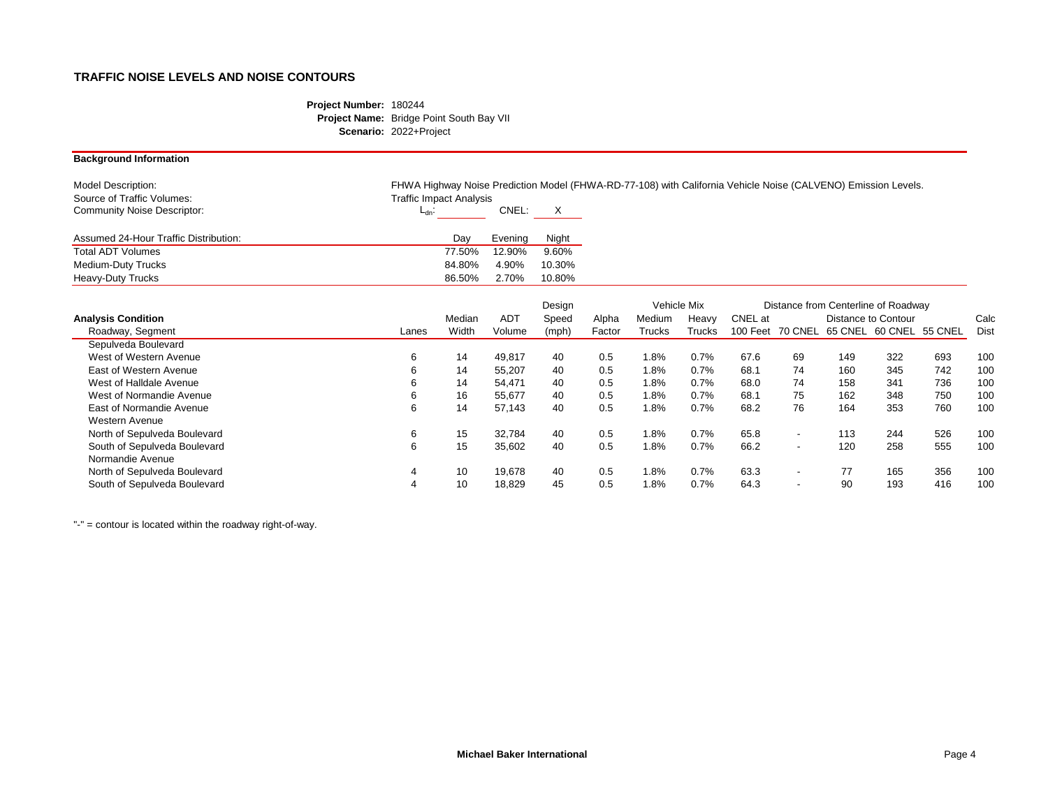## TRAFFIC NOISE LEVELS AND NOISE CONTOURS

**Project Number:** 180244
**Project Name:** Bridge Point South Bay VII
**Scenario:** 2022+Project

**Background Information**

| | |
|---|---|
| Model Description: | FHWA Highway Noise Prediction Model (FHWA-RD-77-108) with California Vehicle Noise (CALVENO) Emission Levels. |
| Source of Traffic Volumes: | Traffic Impact Analysis |
| Community Noise Descriptor: | $L_{dn}$: ______ CNEL: X |

| Assumed 24-Hour Traffic Distribution: | Day | Evening | Night |
|---|---|---|---|
| Total ADT Volumes | 77.50% | 12.90% | 9.60% |
| Medium-Duty Trucks | 84.80% | 4.90% | 10.30% |
| Heavy-Duty Trucks | 86.50% | 2.70% | 10.80% |

| Analysis Condition | | | | Design | | Vehicle Mix | | | Distance from Centerline of Roadway | | | | | |
|---|---|---|---|---|---|---|---|---|---|---|---|---|---|---|
| | | Median | ADT | Speed | Alpha | Medium | Heavy | CNEL at | Distance to Contour | | | | | Calc |
| Roadway, Segment | Lanes | Width | Volume | (mph) | Factor | Trucks | Trucks | 100 Feet | 70 CNEL | 65 CNEL | 60 CNEL | 55 CNEL | | Dist |
| Sepulveda Boulevard | | | | | | | | | | | | | | |
| West of Western Avenue | 6 | 14 | 49,817 | 40 | 0.5 | 1.8% | 0.7% | 67.6 | 69 | 149 | 322 | 693 | | 100 |
| East of Western Avenue | 6 | 14 | 55,207 | 40 | 0.5 | 1.8% | 0.7% | 68.1 | 74 | 160 | 345 | 742 | | 100 |
| West of Halldale Avenue | 6 | 14 | 54,471 | 40 | 0.5 | 1.8% | 0.7% | 68.0 | 74 | 158 | 341 | 736 | | 100 |
| West of Normandie Avenue | 6 | 16 | 55,677 | 40 | 0.5 | 1.8% | 0.7% | 68.1 | 75 | 162 | 348 | 750 | | 100 |
| East of Normandie Avenue | 6 | 14 | 57,143 | 40 | 0.5 | 1.8% | 0.7% | 68.2 | 76 | 164 | 353 | 760 | | 100 |
| Western Avenue | | | | | | | | | | | | | | |
| North of Sepulveda Boulevard | 6 | 15 | 32,784 | 40 | 0.5 | 1.8% | 0.7% | 65.8 | - | 113 | 244 | 526 | | 100 |
| South of Sepulveda Boulevard | 6 | 15 | 35,602 | 40 | 0.5 | 1.8% | 0.7% | 66.2 | - | 120 | 258 | 555 | | 100 |
| Normandie Avenue | | | | | | | | | | | | | | |
| North of Sepulveda Boulevard | 4 | 10 | 19,678 | 40 | 0.5 | 1.8% | 0.7% | 63.3 | - | 77 | 165 | 356 | | 100 |
| South of Sepulveda Boulevard | 4 | 10 | 18,829 | 45 | 0.5 | 1.8% | 0.7% | 64.3 | - | 90 | 193 | 416 | | 100 |

"-" = contour is located within the roadway right-of-way.

**Michael Baker International**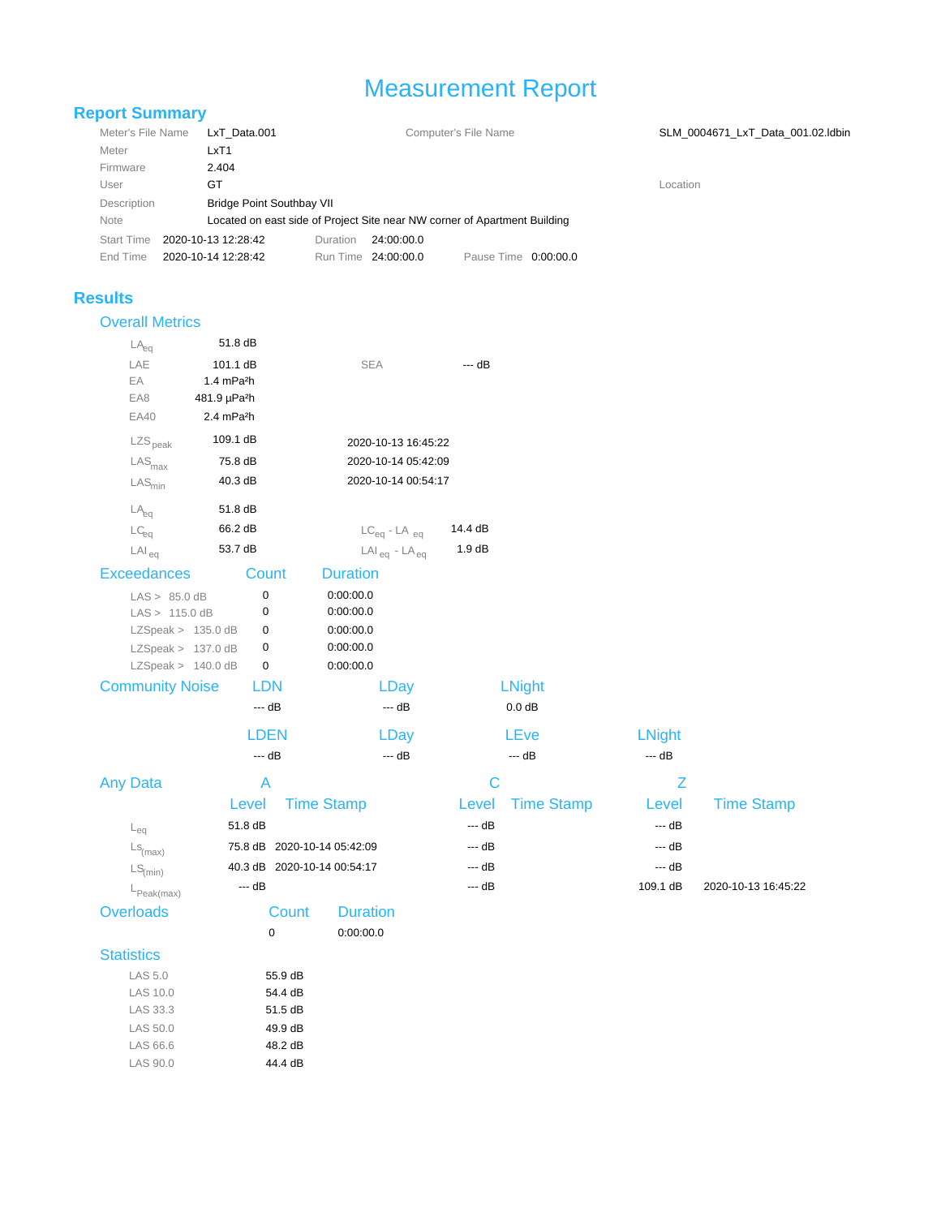# Measurement Report

## Report Summary

| | | | |
|---|---|---|---|
| Meter's File Name | LxT_Data.001 | Computer's File Name | SLM_0004671_LxT_Data_001.02.ldbin |
| Meter | LxT1 | | |
| Firmware | 2.404 | | |
| User | GT | | Location |
| Description | Bridge Point Southbay VII | | |
| Note | Located on east side of Project Site near NW corner of Apartment Building | | |

| | | | | | |
|---|---|---|---|---|---|
| Start Time | 2020-10-13 12:28:42 | Duration | 24:00:00.0 | | |
| End Time | 2020-10-14 12:28:42 | Run Time | 24:00:00.0 | Pause Time | 0:00:00.0 |

## Results

### Overall Metrics

| | | | |
|---|---|---|---|
| $LA_{eq}$ | 51.8 dB | | |
| LAE | 101.1 dB | SEA | --- dB |
| EA | 1.4 mPa²h | | |
| EA8 | 481.9 µPa²h | | |
| EA40 | 2.4 mPa²h | | |
| $LZS_{peak}$ | 109.1 dB | 2020-10-13 16:45:22 | |
| $LAS_{max}$ | 75.8 dB | 2020-10-14 05:42:09 | |
| $LAS_{min}$ | 40.3 dB | 2020-10-14 00:54:17 | |
| $LA_{eq}$ | 51.8 dB | | |
| $LC_{eq}$ | 66.2 dB | $LC_{eq}$ - $LA_{eq}$ | 14.4 dB |
| $LAI_{eq}$ | 53.7 dB | $LAI_{eq}$ - $LA_{eq}$ | 1.9 dB |

### Exceedances

| Exceedances | Count | Duration |
|---|---|---|
| LAS > 85.0 dB | 0 | 0:00:00.0 |
| LAS > 115.0 dB | 0 | 0:00:00.0 |
| LZSpeak > 135.0 dB | 0 | 0:00:00.0 |
| LZSpeak > 137.0 dB | 0 | 0:00:00.0 |
| LZSpeak > 140.0 dB | 0 | 0:00:00.0 |

### Community Noise

| LDN | LDay | LNight | |
|---|---|---|---|
| --- dB | --- dB | 0.0 dB | |

| LDEN | LDay | LEve | LNight |
|---|---|---|---|
| --- dB | --- dB | --- dB | --- dB |

### Any Data

| | A | | C | | Z | |
|---|---|---|---|---|---|---|
| | Level | Time Stamp | Level | Time Stamp | Level | Time Stamp |
| $L_{eq}$ | 51.8 dB | | --- dB | | --- dB | |
| $LS_{(max)}$ | 75.8 dB | 2020-10-14 05:42:09 | --- dB | | --- dB | |
| $LS_{(min)}$ | 40.3 dB | 2020-10-14 00:54:17 | --- dB | | --- dB | |
| $L_{Peak(max)}$ | --- dB | | --- dB | | 109.1 dB | 2020-10-13 16:45:22 |

### Overloads

| Count | Duration |
|---|---|
| 0 | 0:00:00.0 |

### Statistics

| | |
|---|---|
| LAS 5.0 | 55.9 dB |
| LAS 10.0 | 54.4 dB |
| LAS 33.3 | 51.5 dB |
| LAS 50.0 | 49.9 dB |
| LAS 66.6 | 48.2 dB |
| LAS 90.0 | 44.4 dB |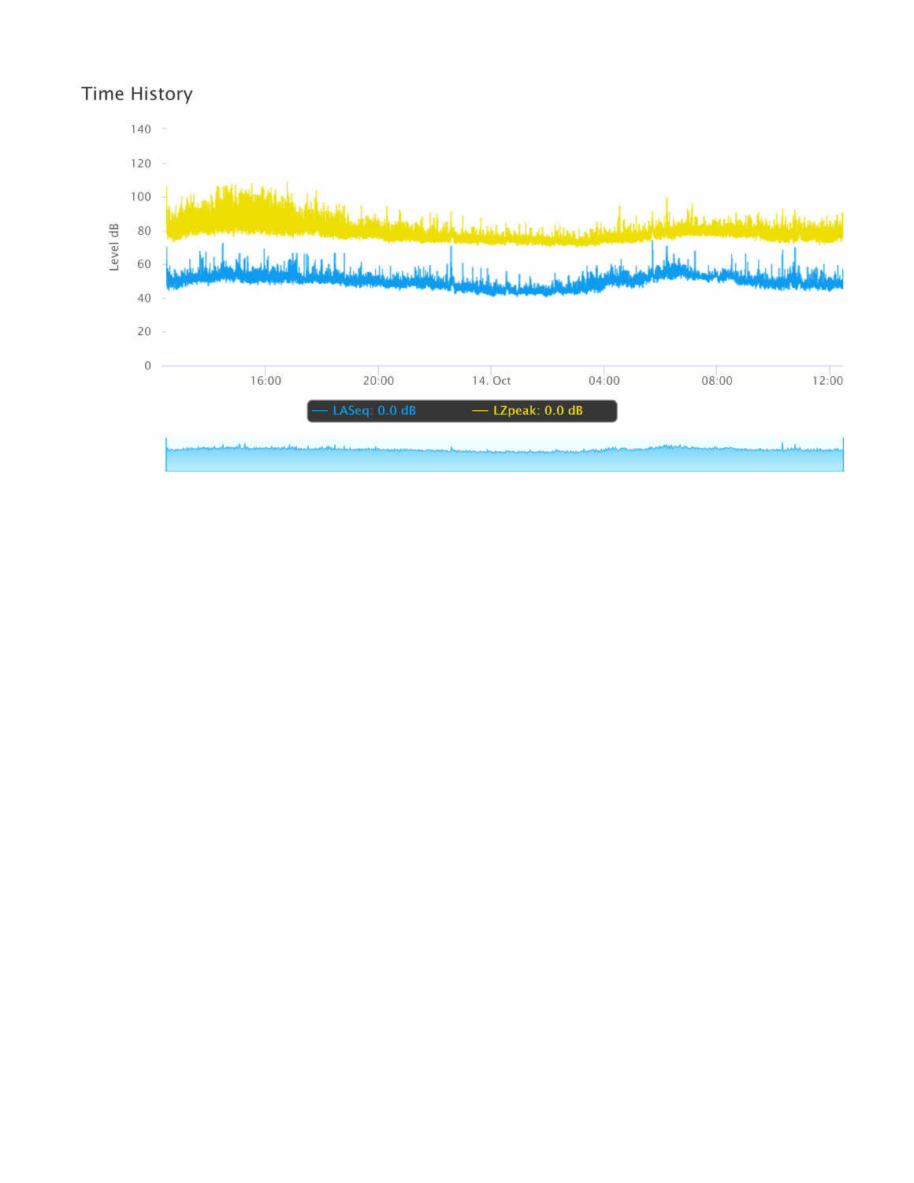## Time History

Level dB

140
120
100
80
60
40
20
0

16:00 20:00 14. Oct 04:00 08:00 12:00

— LASeq: 0.0 dB — LZpeak: 0.0 dB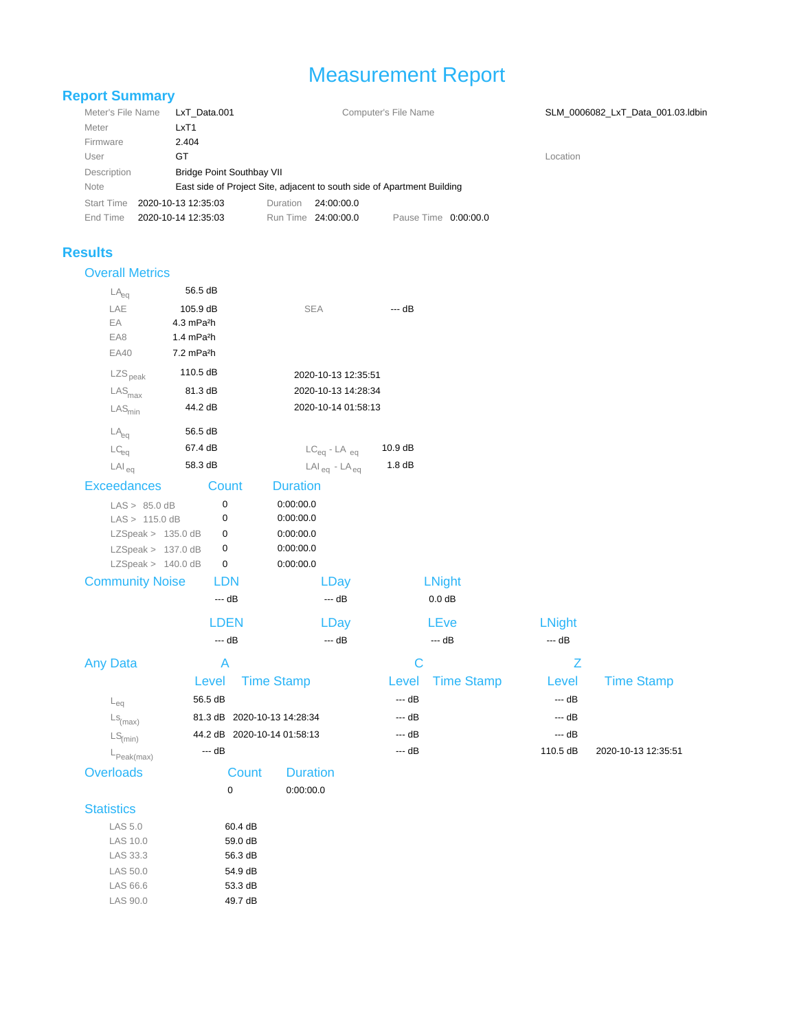# Measurement Report

## Report Summary

| | | | |
|---|---|---|---|
| Meter's File Name | LxT_Data.001 | Computer's File Name | SLM_0006082_LxT_Data_001.03.ldbin |
| Meter | LxT1 | | |
| Firmware | 2.404 | | |
| User | GT | | Location |
| Description | Bridge Point Southbay VII | | |
| Note | East side of Project Site, adjacent to south side of Apartment Building | | |

| | | | | | |
|---|---|---|---|---|---|
| Start Time | 2020-10-13 12:35:03 | Duration | 24:00:00.0 | | |
| End Time | 2020-10-14 12:35:03 | Run Time | 24:00:00.0 | Pause Time | 0:00:00.0 |

## Results

### Overall Metrics

| | | | |
|---|---|---|---|
| $LA_{eq}$ | 56.5 dB | | |
| LAE | 105.9 dB | SEA | --- dB |
| EA | 4.3 mPa²h | | |
| EA8 | 1.4 mPa²h | | |
| EA40 | 7.2 mPa²h | | |
| $LZS_{peak}$ | 110.5 dB | 2020-10-13 12:35:51 | |
| $LAS_{max}$ | 81.3 dB | 2020-10-13 14:28:34 | |
| $LAS_{min}$ | 44.2 dB | 2020-10-14 01:58:13 | |
| $LA_{eq}$ | 56.5 dB | | |
| $LC_{eq}$ | 67.4 dB | $LC_{eq}$ - $LA_{eq}$ | 10.9 dB |
| $LAI_{eq}$ | 58.3 dB | $LAI_{eq}$ - $LA_{eq}$ | 1.8 dB |

### Exceedances

| | Count | Duration |
|---|---|---|
| LAS > 85.0 dB | 0 | 0:00:00.0 |
| LAS > 115.0 dB | 0 | 0:00:00.0 |
| LZSpeak > 135.0 dB | 0 | 0:00:00.0 |
| LZSpeak > 137.0 dB | 0 | 0:00:00.0 |
| LZSpeak > 140.0 dB | 0 | 0:00:00.0 |

### Community Noise

| LDN | LDay | LNight | |
|---|---|---|---|
| --- dB | --- dB | 0.0 dB | |

| LDEN | LDay | LEve | LNight |
|---|---|---|---|
| --- dB | --- dB | --- dB | --- dB |

### Any Data

| | A | | C | | Z | |
|---|---|---|---|---|---|---|
| | Level | Time Stamp | Level | Time Stamp | Level | Time Stamp |
| $L_{eq}$ | 56.5 dB | | --- dB | | --- dB | |
| $LS_{(max)}$ | 81.3 dB | 2020-10-13 14:28:34 | --- dB | | --- dB | |
| $LS_{(min)}$ | 44.2 dB | 2020-10-14 01:58:13 | --- dB | | --- dB | |
| $L_{Peak(max)}$ | --- dB | | --- dB | | 110.5 dB | 2020-10-13 12:35:51 |

### Overloads

| Count | Duration |
|---|---|
| 0 | 0:00:00.0 |

### Statistics

| | |
|---|---|
| LAS 5.0 | 60.4 dB |
| LAS 10.0 | 59.0 dB |
| LAS 33.3 | 56.3 dB |
| LAS 50.0 | 54.9 dB |
| LAS 66.6 | 53.3 dB |
| LAS 90.0 | 49.7 dB |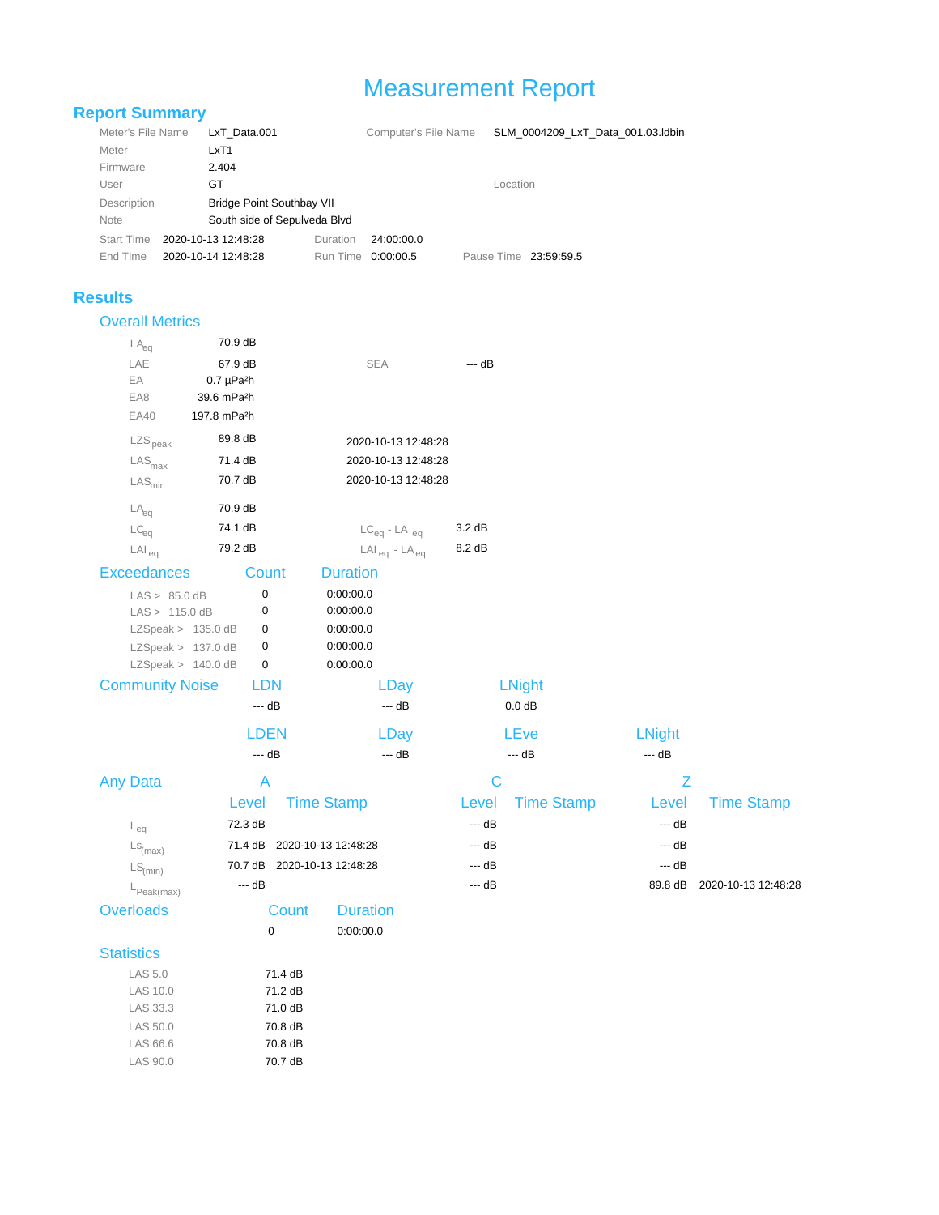# Measurement Report

## Report Summary

| | | | |
|---|---|---|---|
| Meter's File Name | LxT_Data.001 | Computer's File Name | SLM_0004209_LxT_Data_001.03.ldbin |
| Meter | LxT1 | | |
| Firmware | 2.404 | | |
| User | GT | Location | |
| Description | Bridge Point Southbay VII | | |
| Note | South side of Sepulveda Blvd | | |

| | | | | | |
|---|---|---|---|---|---|
| Start Time | 2020-10-13 12:48:28 | Duration | 24:00:00.0 | | |
| End Time | 2020-10-14 12:48:28 | Run Time | 0:00:00.5 | Pause Time | 23:59:59.5 |

## Results

### Overall Metrics

| | | | |
|---|---|---|---|
| $LA_{eq}$ | 70.9 dB | | |
| LAE | 67.9 dB | SEA | --- dB |
| EA | 0.7 µPa²h | | |
| EA8 | 39.6 mPa²h | | |
| EA40 | 197.8 mPa²h | | |
| $LZS_{peak}$ | 89.8 dB | 2020-10-13 12:48:28 | |
| $LAS_{max}$ | 71.4 dB | 2020-10-13 12:48:28 | |
| $LAS_{min}$ | 70.7 dB | 2020-10-13 12:48:28 | |
| $LA_{eq}$ | 70.9 dB | | |
| $LC_{eq}$ | 74.1 dB | $LC_{eq}$ - $LA_{eq}$ | 3.2 dB |
| $LAI_{eq}$ | 79.2 dB | $LAI_{eq}$ - $LA_{eq}$ | 8.2 dB |

### Exceedances

| Exceedances | Count | Duration |
|---|---|---|
| LAS > 85.0 dB | 0 | 0:00:00.0 |
| LAS > 115.0 dB | 0 | 0:00:00.0 |
| LZSpeak > 135.0 dB | 0 | 0:00:00.0 |
| LZSpeak > 137.0 dB | 0 | 0:00:00.0 |
| LZSpeak > 140.0 dB | 0 | 0:00:00.0 |

### Community Noise

| LDN | LDay | LNight |
|---|---|---|
| --- dB | --- dB | 0.0 dB |

| LDEN | LDay | LEve | LNight |
|---|---|---|---|
| --- dB | --- dB | --- dB | --- dB |

### Any Data

| | A | | C | | Z | |
|---|---|---|---|---|---|---|
| | Level | Time Stamp | Level | Time Stamp | Level | Time Stamp |
| $L_{eq}$ | 72.3 dB | | --- dB | | --- dB | |
| $LS_{(max)}$ | 71.4 dB | 2020-10-13 12:48:28 | --- dB | | --- dB | |
| $LS_{(min)}$ | 70.7 dB | 2020-10-13 12:48:28 | --- dB | | --- dB | |
| $L_{Peak(max)}$ | --- dB | | --- dB | | 89.8 dB | 2020-10-13 12:48:28 |

### Overloads

| Count | Duration |
|---|---|
| 0 | 0:00:00.0 |

### Statistics

| | |
|---|---|
| LAS 5.0 | 71.4 dB |
| LAS 10.0 | 71.2 dB |
| LAS 33.3 | 71.0 dB |
| LAS 50.0 | 70.8 dB |
| LAS 66.6 | 70.8 dB |
| LAS 90.0 | 70.7 dB |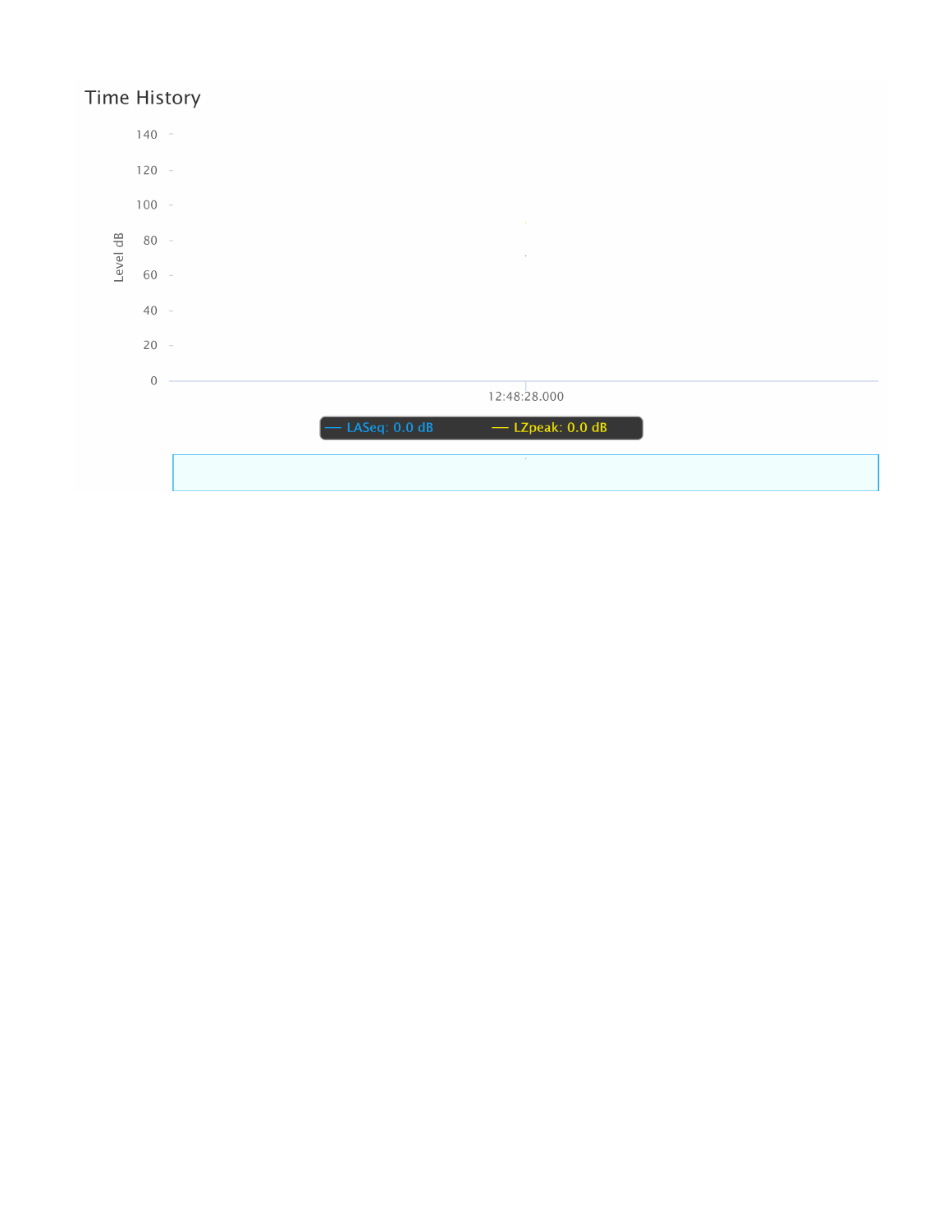## Time History

Level dB

140

120

100

80

60

40

20

0

12:48:28.000

— LASeq: 0.0 dB — LZpeak: 0.0 dB